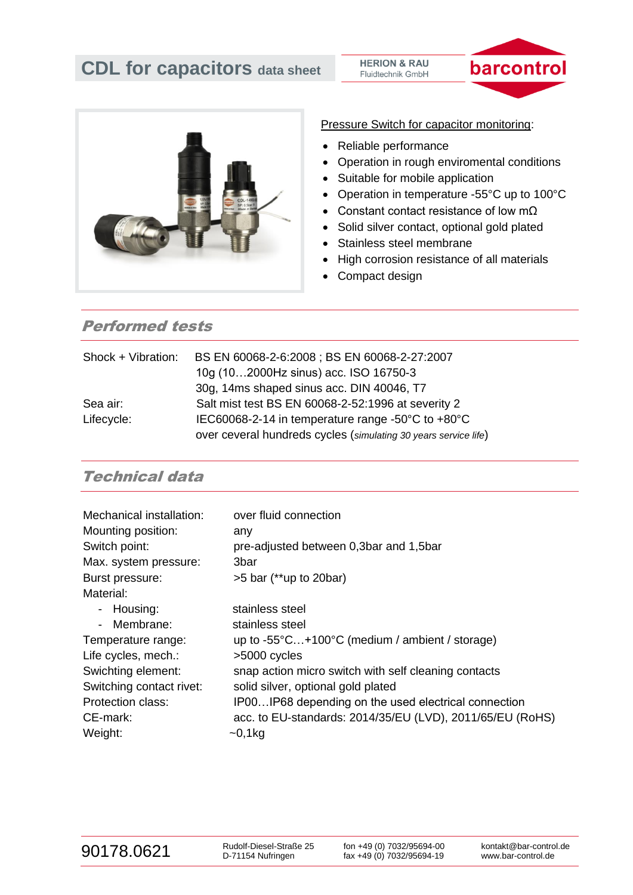# CDL for capacitors data sheet

HERION & RAU
Fluidtechnik GmbH

barcontrol

Pressure Switch for capacitor monitoring:

- Reliable performance
- Operation in rough enviromental conditions
- Suitable for mobile application
- Operation in temperature -55°C up to 100°C
- Constant contact resistance of low mΩ
- Solid silver contact, optional gold plated
- Stainless steel membrane
- High corrosion resistance of all materials
- Compact design

## Performed tests

| | |
|---|---|
| Shock + Vibration: | BS EN 60068-2-6:2008 ; BS EN 60068-2-27:2007 |
| | 10g (10…2000Hz sinus) acc. ISO 16750-3 |
| | 30g, 14ms shaped sinus acc. DIN 40046, T7 |
| Sea air: | Salt mist test BS EN 60068-2-52:1996 at severity 2 |
| Lifecycle: | IEC60068-2-14 in temperature range -50°C to +80°C |
| | over ceveral hundreds cycles (*simulating 30 years service life*) |

## Technical data

| | |
|---|---|
| Mechanical installation: | over fluid connection |
| Mounting position: | any |
| Switch point: | pre-adjusted between 0,3bar and 1,5bar |
| Max. system pressure: | 3bar |
| Burst pressure: | >5 bar (**up to 20bar) |
| Material: | |
| - Housing: | stainless steel |
| - Membrane: | stainless steel |
| Temperature range: | up to -55°C…+100°C (medium / ambient / storage) |
| Life cycles, mech.: | >5000 cycles |
| Swichting element: | snap action micro switch with self cleaning contacts |
| Switching contact rivet: | solid silver, optional gold plated |
| Protection class: | IP00…IP68 depending on the used electrical connection |
| CE-mark: | acc. to EU-standards: 2014/35/EU (LVD), 2011/65/EU (RoHS) |
| Weight: | ~0,1kg |

90178.0621

Rudolf-Diesel-Straße 25
D-71154 Nufringen

fon +49 (0) 7032/95694-00
fax +49 (0) 7032/95694-19

kontakt@bar-control.de
www.bar-control.de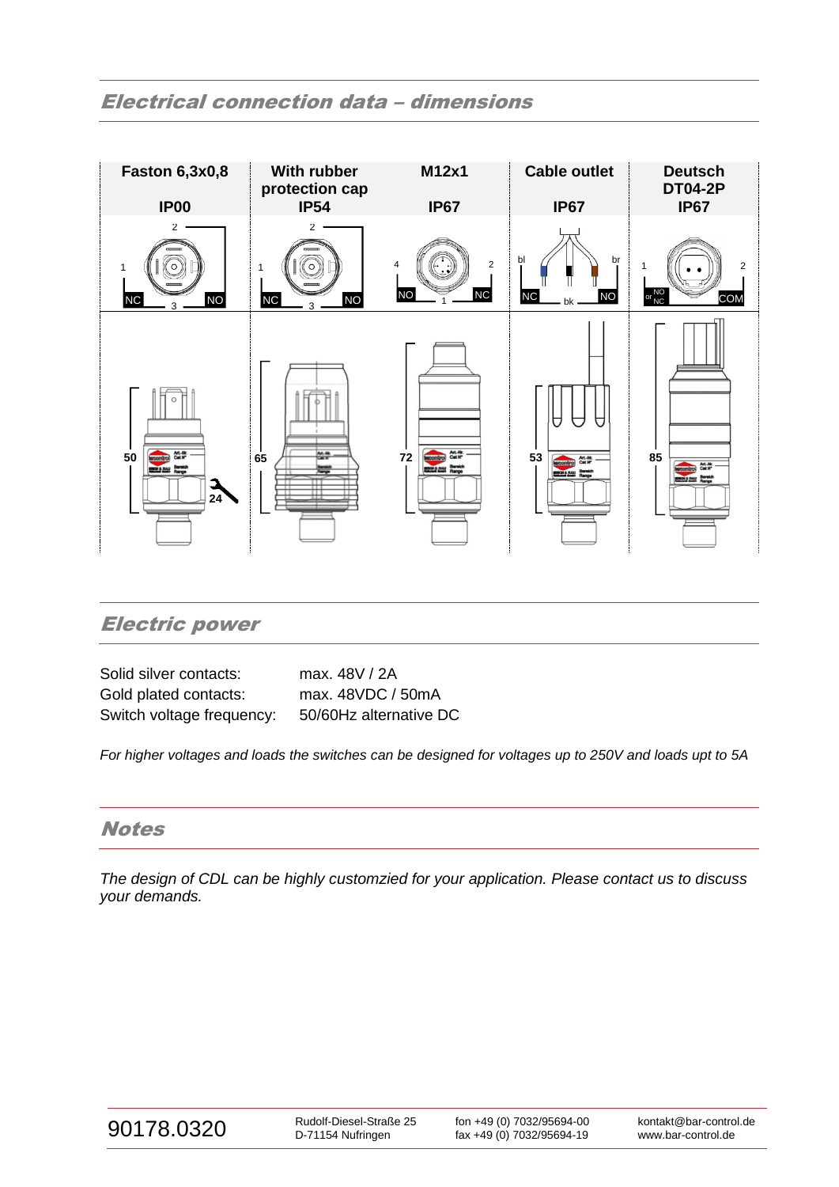## *Electrical connection data – dimensions*

| Faston 6,3x0,8 | With rubber protection cap | M12x1 | Cable outlet | Deutsch DT04-2P |
|---|---|---|---|---|
| IP00 | IP54 | IP67 | IP67 | IP67 |

2

1

NC 3 NO

2

1

NC 3 NO

4 2

NO 1 NC

bl br

NC bk NO

1 2

NO or NC COM

50

24

65

72

53

85

## *Electric power*

Solid silver contacts: max. 48V / 2A
Gold plated contacts: max. 48VDC / 50mA
Switch voltage frequency: 50/60Hz alternative DC

*For higher voltages and loads the switches can be designed for voltages up to 250V and loads upt to 5A*

## *Notes*

*The design of CDL can be highly customzied for your application. Please contact us to discuss your demands.*

90178.0320

Rudolf-Diesel-Straße 25
D-71154 Nufringen

fon +49 (0) 7032/95694-00
fax +49 (0) 7032/95694-19

kontakt@bar-control.de
www.bar-control.de